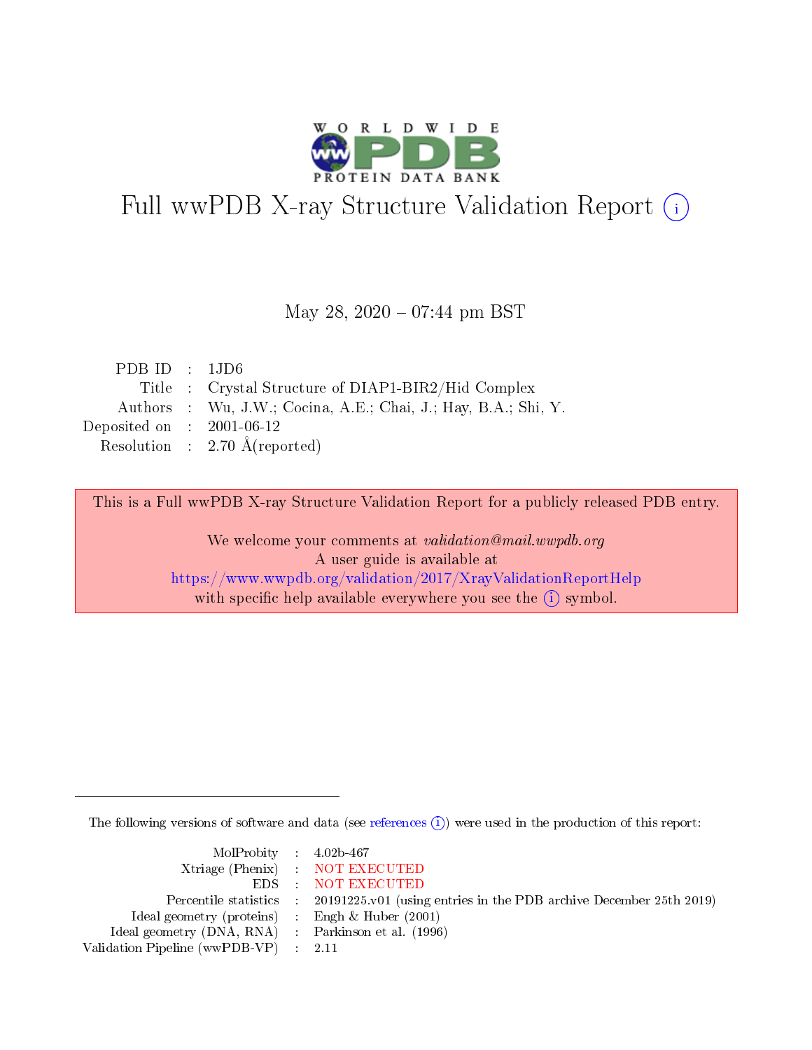# Full wwPDB X-ray Structure Validation Report (i)

May 28, 2020 – 07:44 pm BST

| | | |
|---|---|---|
| PDB ID | : | 1JD6 |
| Title | : | Crystal Structure of DIAP1-BIR2/Hid Complex |
| Authors | : | Wu, J.W.; Cocina, A.E.; Chai, J.; Hay, B.A.; Shi, Y. |
| Deposited on | : | 2001-06-12 |
| Resolution | : | 2.70 Å(reported) |

This is a Full wwPDB X-ray Structure Validation Report for a publicly released PDB entry.

We welcome your comments at *validation@mail.wwpdb.org*
A user guide is available at
https://www.wwpdb.org/validation/2017/XrayValidationReportHelp
with specific help available everywhere you see the (i) symbol.

The following versions of software and data (see references (i)) were used in the production of this report:

| | | |
|---|---|---|
| MolProbity | : | 4.02b-467 |
| Xtriage (Phenix) | : | NOT EXECUTED |
| EDS | : | NOT EXECUTED |
| Percentile statistics | : | 20191225.v01 (using entries in the PDB archive December 25th 2019) |
| Ideal geometry (proteins) | : | Engh & Huber (2001) |
| Ideal geometry (DNA, RNA) | : | Parkinson et al. (1996) |
| Validation Pipeline (wwPDB-VP) | : | 2.11 |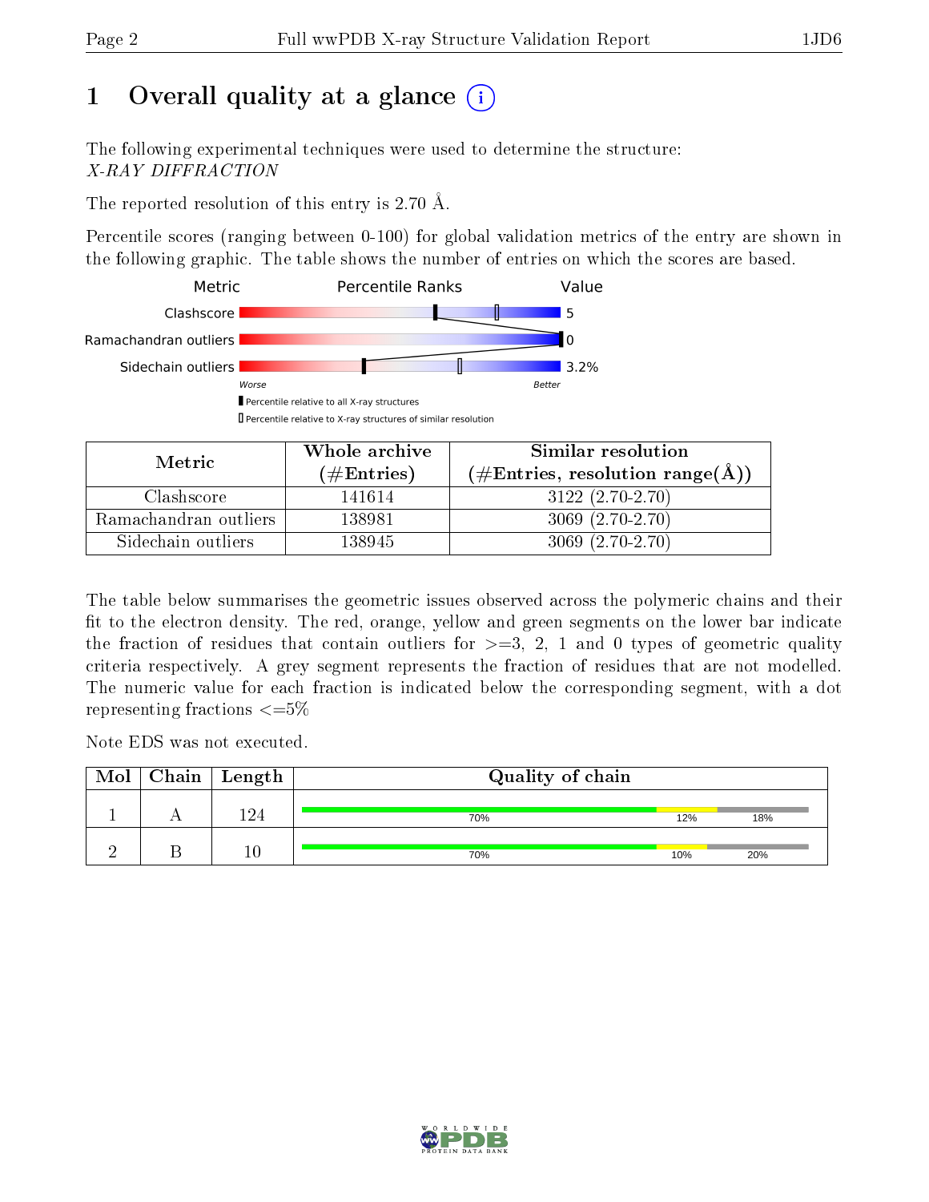# 1 Overall quality at a glance

The following experimental techniques were used to determine the structure:
*X-RAY DIFFRACTION*

The reported resolution of this entry is 2.70 Å.

Percentile scores (ranging between 0-100) for global validation metrics of the entry are shown in the following graphic. The table shows the number of entries on which the scores are based.

| Metric | Value |
|---|---|
| Clashscore | 5 |
| Ramachandran outliers | 0 |
| Sidechain outliers | 3.2% |

Worse — Better

▮ Percentile relative to all X-ray structures
▯ Percentile relative to X-ray structures of similar resolution

| Metric | Whole archive (#Entries) | Similar resolution (#Entries, resolution range(Å)) |
|---|---|---|
| Clashscore | 141614 | 3122 (2.70-2.70) |
| Ramachandran outliers | 138981 | 3069 (2.70-2.70) |
| Sidechain outliers | 138945 | 3069 (2.70-2.70) |

The table below summarises the geometric issues observed across the polymeric chains and their fit to the electron density. The red, orange, yellow and green segments on the lower bar indicate the fraction of residues that contain outliers for >=3, 2, 1 and 0 types of geometric quality criteria respectively. A grey segment represents the fraction of residues that are not modelled. The numeric value for each fraction is indicated below the corresponding segment, with a dot representing fractions <=5%

Note EDS was not executed.

| Mol | Chain | Length | Quality of chain |
|---|---|---|---|
| 1 | A | 124 | 70% / 12% / 18% |
| 2 | B | 10 | 70% / 10% / 20% |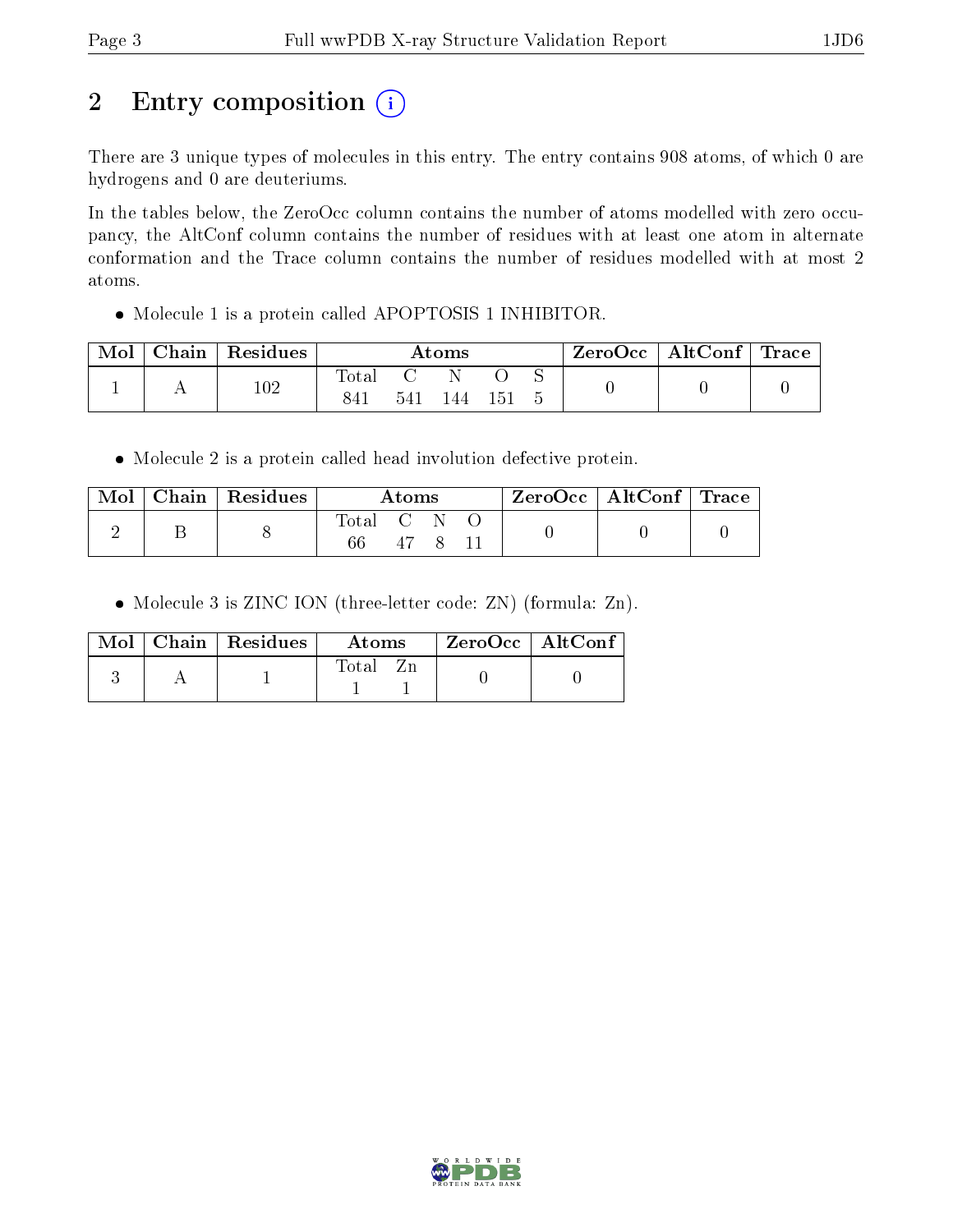## 2 Entry composition (i)

There are 3 unique types of molecules in this entry. The entry contains 908 atoms, of which 0 are hydrogens and 0 are deuteriums.

In the tables below, the ZeroOcc column contains the number of atoms modelled with zero occupancy, the AltConf column contains the number of residues with at least one atom in alternate conformation and the Trace column contains the number of residues modelled with at most 2 atoms.

- Molecule 1 is a protein called APOPTOSIS 1 INHIBITOR.

| Mol | Chain | Residues | Atoms | | | | | ZeroOcc | AltConf | Trace |
|---|---|---|---|---|---|---|---|---|---|---|
| | | | Total | C | N | O | S | | | |
| 1 | A | 102 | 841 | 541 | 144 | 151 | 5 | 0 | 0 | 0 |

- Molecule 2 is a protein called head involution defective protein.

| Mol | Chain | Residues | Atoms | | | | ZeroOcc | AltConf | Trace |
|---|---|---|---|---|---|---|---|---|---|
| | | | Total | C | N | O | | | |
| 2 | B | 8 | 66 | 47 | 8 | 11 | 0 | 0 | 0 |

- Molecule 3 is ZINC ION (three-letter code: ZN) (formula: Zn).

| Mol | Chain | Residues | Atoms | | ZeroOcc | AltConf |
|---|---|---|---|---|---|---|
| | | | Total | Zn | | |
| 3 | A | 1 | 1 | 1 | 0 | 0 |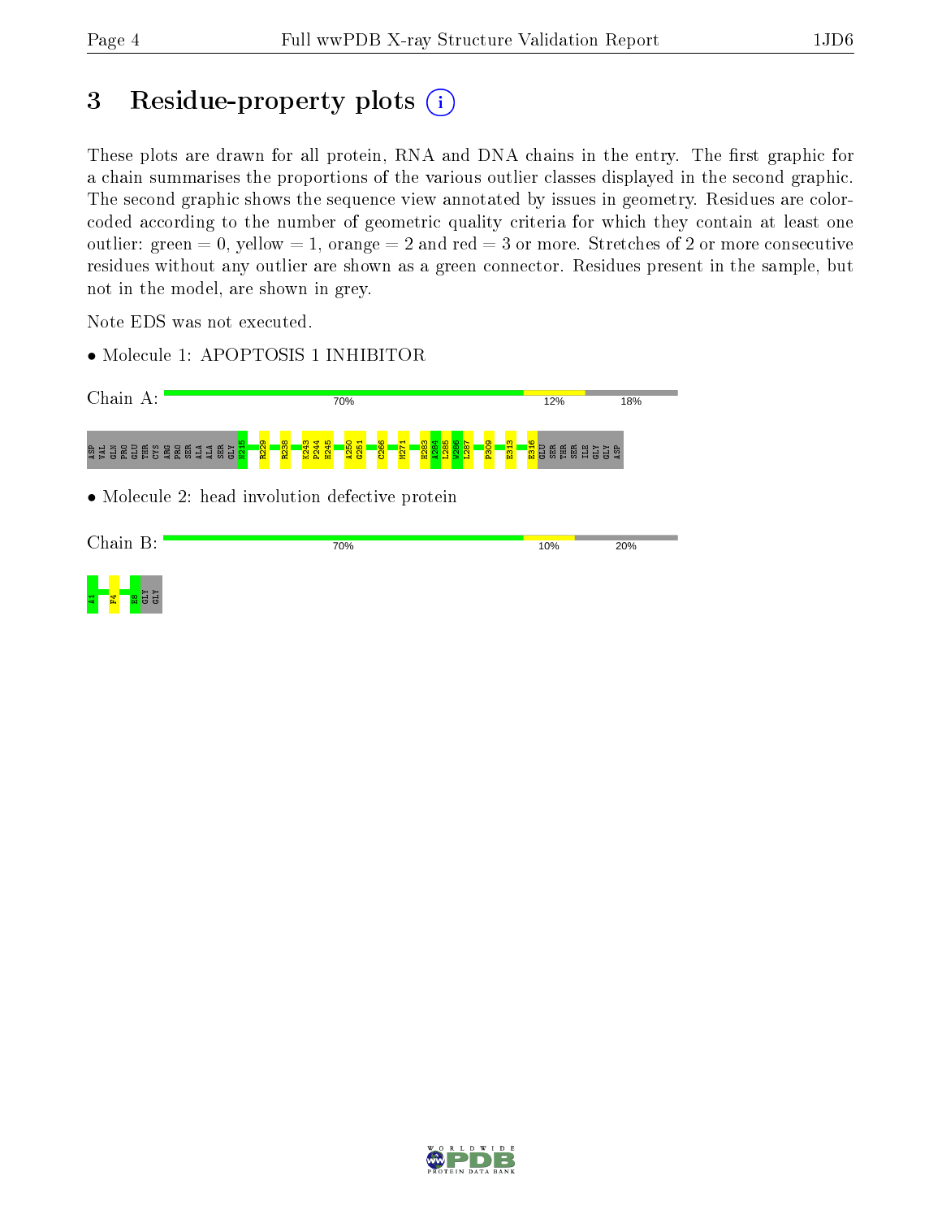# 3 Residue-property plots

These plots are drawn for all protein, RNA and DNA chains in the entry. The first graphic for a chain summarises the proportions of the various outlier classes displayed in the second graphic. The second graphic shows the sequence view annotated by issues in geometry. Residues are color-coded according to the number of geometric quality criteria for which they contain at least one outlier: green = 0, yellow = 1, orange = 2 and red = 3 or more. Stretches of 2 or more consecutive residues without any outlier are shown as a green connector. Residues present in the sample, but not in the model, are shown in grey.

Note EDS was not executed.

- Molecule 1: APOPTOSIS 1 INHIBITOR

Chain A: 70% | 12% | 18%

ASP VAL GLN PRO GLU THR CYS ARG PRO SER ALA ALA SER GLY N215 R229 R238 K243 P244 H245 A250 G251 C266 M271 H283 A284 L285 W286 L287 P309 E313 E316 GLU SER THR SER ILE GLY GLY ASP

- Molecule 2: head involution defective protein

Chain B: 70% | 10% | 20%

A1 F4 E8 GLY GLY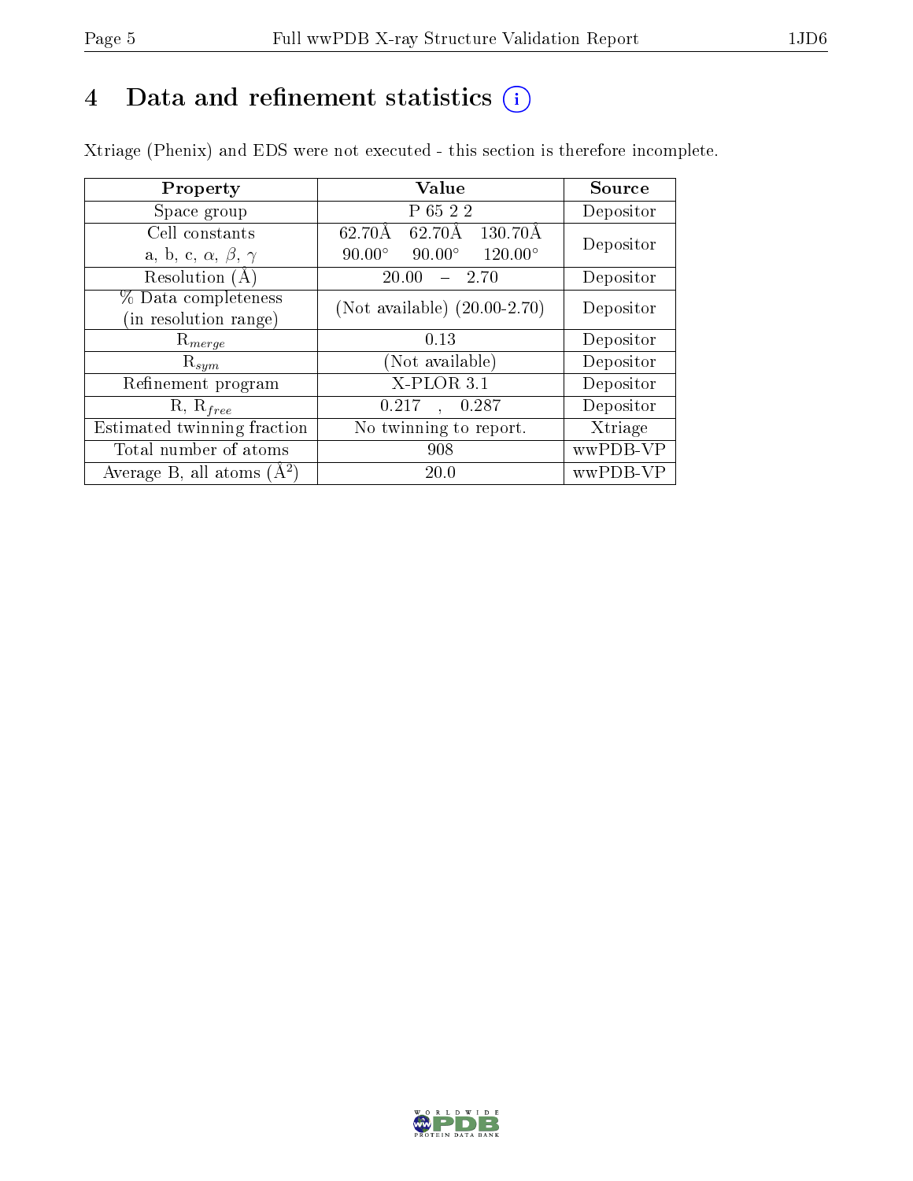# 4 Data and refinement statistics (i)

Xtriage (Phenix) and EDS were not executed - this section is therefore incomplete.

| Property | Value | Source |
|---|---|---|
| Space group | P 65 2 2 | Depositor |
| Cell constants<br>a, b, c, $\alpha$, $\beta$, $\gamma$ | 62.70Å 62.70Å 130.70Å<br>90.00° 90.00° 120.00° | Depositor |
| Resolution (Å) | 20.00 – 2.70 | Depositor |
| % Data completeness<br>(in resolution range) | (Not available) (20.00-2.70) | Depositor |
| $R_{merge}$ | 0.13 | Depositor |
| $R_{sym}$ | (Not available) | Depositor |
| Refinement program | X-PLOR 3.1 | Depositor |
| R, $R_{free}$ | 0.217 , 0.287 | Depositor |
| Estimated twinning fraction | No twinning to report. | Xtriage |
| Total number of atoms | 908 | wwPDB-VP |
| Average B, all atoms (Å$^2$) | 20.0 | wwPDB-VP |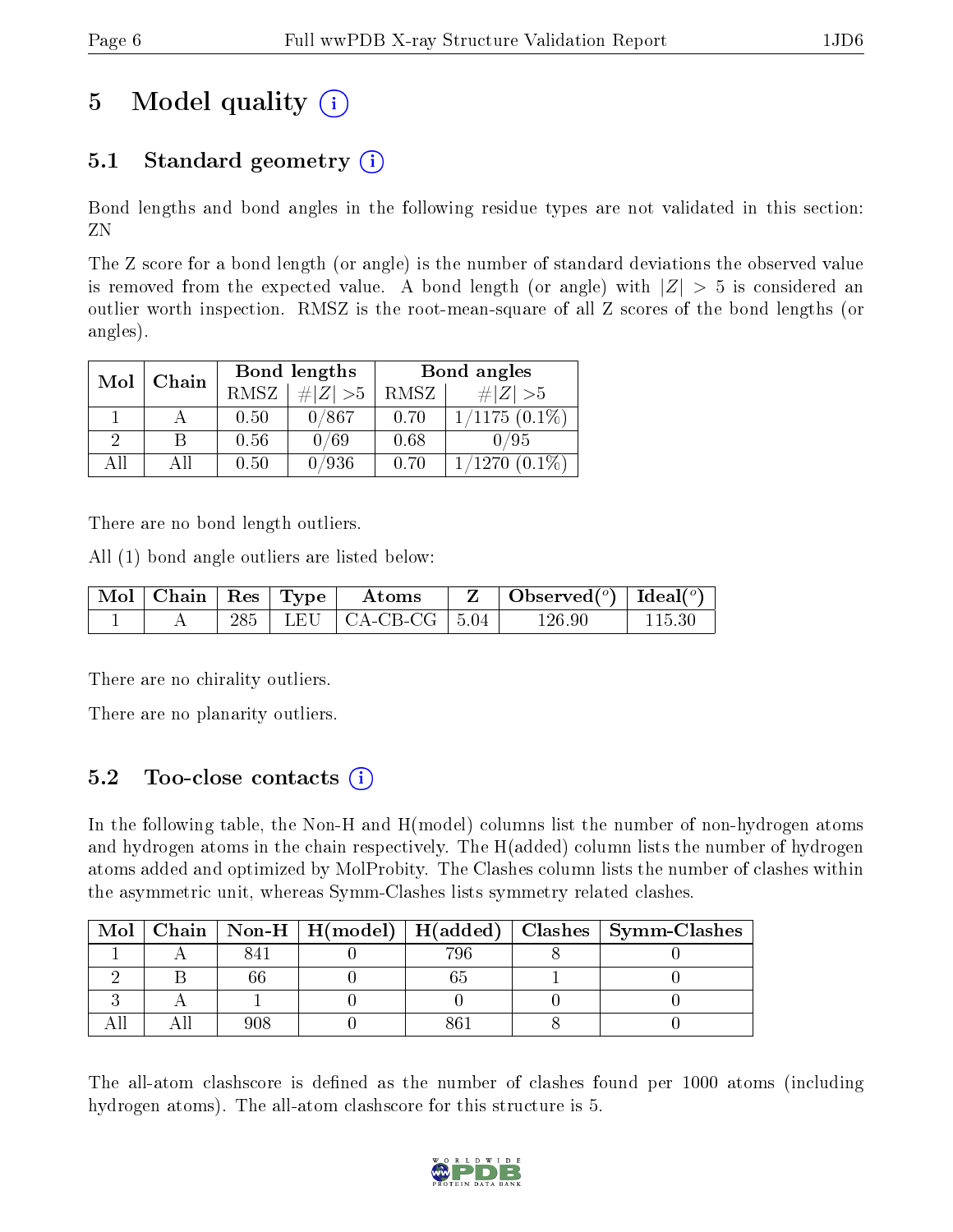# 5 Model quality

## 5.1 Standard geometry

Bond lengths and bond angles in the following residue types are not validated in this section: ZN

The Z score for a bond length (or angle) is the number of standard deviations the observed value is removed from the expected value. A bond length (or angle) with $|Z| > 5$ is considered an outlier worth inspection. RMSZ is the root-mean-square of all Z scores of the bond lengths (or angles).

| Mol | Chain | Bond lengths | | Bond angles | |
|---|---|---|---|---|---|
| | | RMSZ | $\#\|Z\| >5$ | RMSZ | $\#\|Z\| >5$ |
| 1 | A | 0.50 | 0/867 | 0.70 | 1/1175 (0.1%) |
| 2 | B | 0.56 | 0/69 | 0.68 | 0/95 |
| All | All | 0.50 | 0/936 | 0.70 | 1/1270 (0.1%) |

There are no bond length outliers.

All (1) bond angle outliers are listed below:

| Mol | Chain | Res | Type | Atoms | Z | Observed(°) | Ideal(°) |
|---|---|---|---|---|---|---|---|
| 1 | A | 285 | LEU | CA-CB-CG | 5.04 | 126.90 | 115.30 |

There are no chirality outliers.

There are no planarity outliers.

## 5.2 Too-close contacts

In the following table, the Non-H and H(model) columns list the number of non-hydrogen atoms and hydrogen atoms in the chain respectively. The H(added) column lists the number of hydrogen atoms added and optimized by MolProbity. The Clashes column lists the number of clashes within the asymmetric unit, whereas Symm-Clashes lists symmetry related clashes.

| Mol | Chain | Non-H | H(model) | H(added) | Clashes | Symm-Clashes |
|---|---|---|---|---|---|---|
| 1 | A | 841 | 0 | 796 | 8 | 0 |
| 2 | B | 66 | 0 | 65 | 1 | 0 |
| 3 | A | 1 | 0 | 0 | 0 | 0 |
| All | All | 908 | 0 | 861 | 8 | 0 |

The all-atom clashscore is defined as the number of clashes found per 1000 atoms (including hydrogen atoms). The all-atom clashscore for this structure is 5.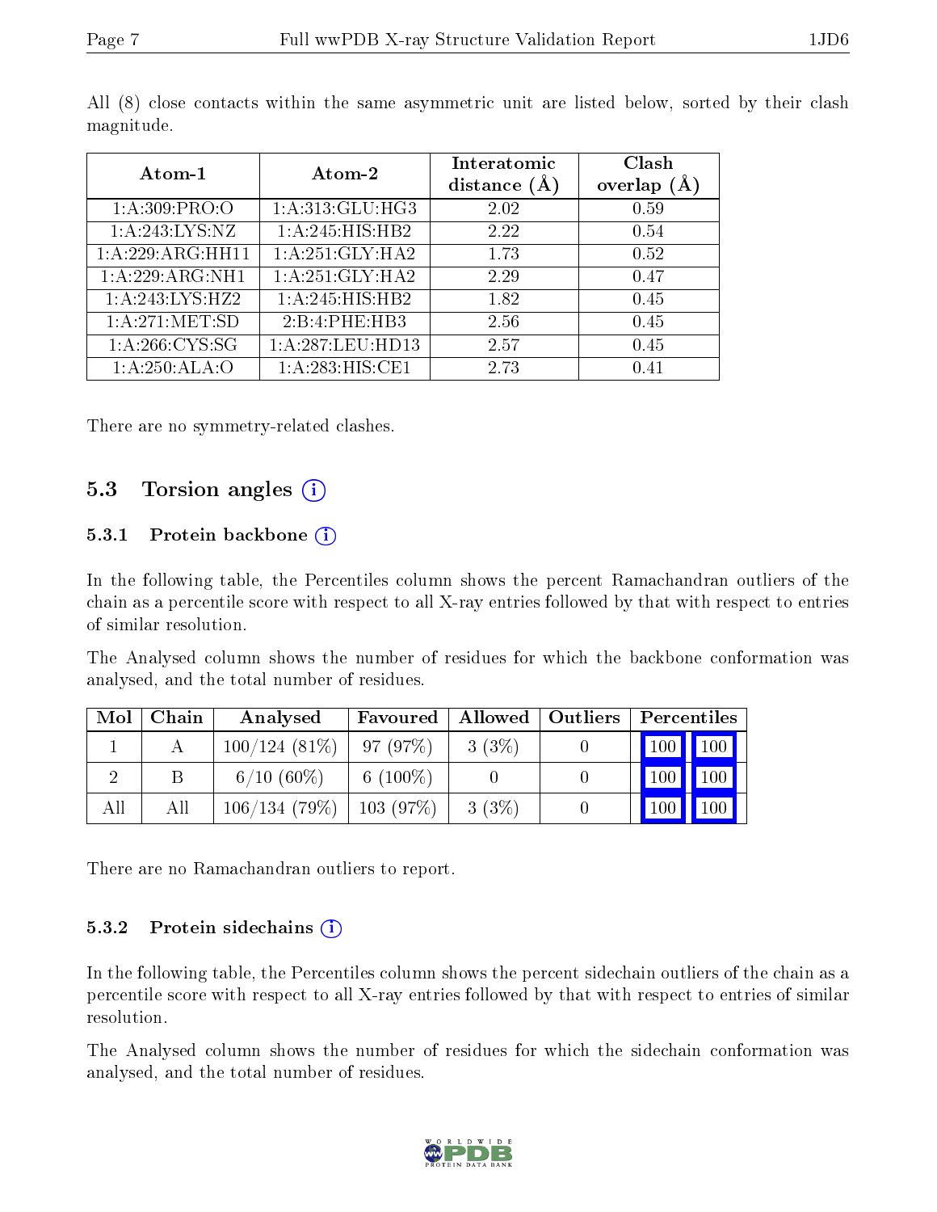All (8) close contacts within the same asymmetric unit are listed below, sorted by their clash magnitude.

| Atom-1 | Atom-2 | Interatomic distance (Å) | Clash overlap (Å) |
|---|---|---|---|
| 1:A:309:PRO:O | 1:A:313:GLU:HG3 | 2.02 | 0.59 |
| 1:A:243:LYS:NZ | 1:A:245:HIS:HB2 | 2.22 | 0.54 |
| 1:A:229:ARG:HH11 | 1:A:251:GLY:HA2 | 1.73 | 0.52 |
| 1:A:229:ARG:NH1 | 1:A:251:GLY:HA2 | 2.29 | 0.47 |
| 1:A:243:LYS:HZ2 | 1:A:245:HIS:HB2 | 1.82 | 0.45 |
| 1:A:271:MET:SD | 2:B:4:PHE:HB3 | 2.56 | 0.45 |
| 1:A:266:CYS:SG | 1:A:287:LEU:HD13 | 2.57 | 0.45 |
| 1:A:250:ALA:O | 1:A:283:HIS:CE1 | 2.73 | 0.41 |

There are no symmetry-related clashes.

## 5.3 Torsion angles

### 5.3.1 Protein backbone

In the following table, the Percentiles column shows the percent Ramachandran outliers of the chain as a percentile score with respect to all X-ray entries followed by that with respect to entries of similar resolution.

The Analysed column shows the number of residues for which the backbone conformation was analysed, and the total number of residues.

| Mol | Chain | Analysed | Favoured | Allowed | Outliers | Percentiles | |
|---|---|---|---|---|---|---|---|
| 1 | A | 100/124 (81%) | 97 (97%) | 3 (3%) | 0 | 100 | 100 |
| 2 | B | 6/10 (60%) | 6 (100%) | 0 | 0 | 100 | 100 |
| All | All | 106/134 (79%) | 103 (97%) | 3 (3%) | 0 | 100 | 100 |

There are no Ramachandran outliers to report.

### 5.3.2 Protein sidechains

In the following table, the Percentiles column shows the percent sidechain outliers of the chain as a percentile score with respect to all X-ray entries followed by that with respect to entries of similar resolution.

The Analysed column shows the number of residues for which the sidechain conformation was analysed, and the total number of residues.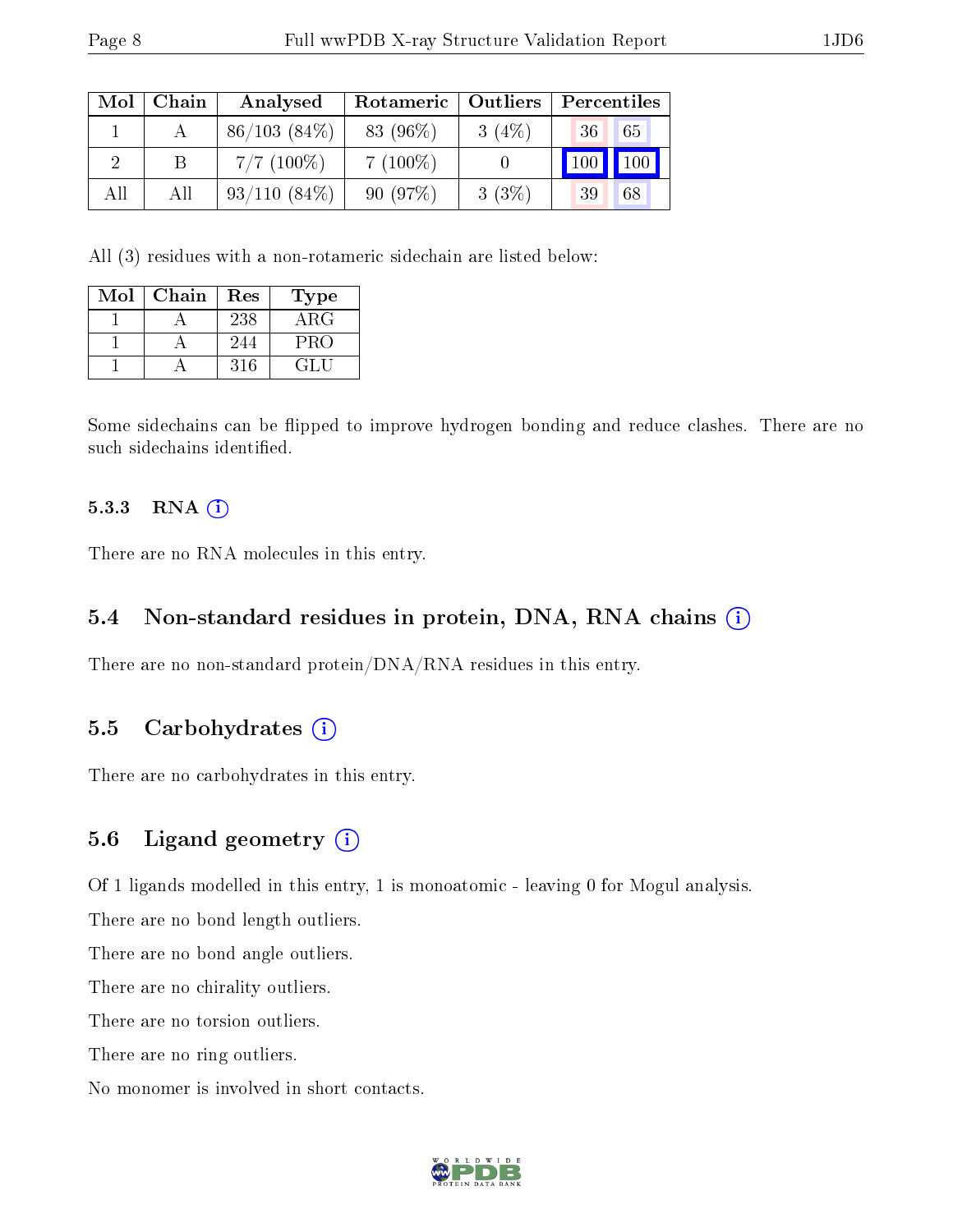| Mol | Chain | Analysed | Rotameric | Outliers | Percentiles | |
|---|---|---|---|---|---|---|
| 1 | A | 86/103 (84%) | 83 (96%) | 3 (4%) | 36 | 65 |
| 2 | B | 7/7 (100%) | 7 (100%) | 0 | 100 | 100 |
| All | All | 93/110 (84%) | 90 (97%) | 3 (3%) | 39 | 68 |

All (3) residues with a non-rotameric sidechain are listed below:

| Mol | Chain | Res | Type |
|---|---|---|---|
| 1 | A | 238 | ARG |
| 1 | A | 244 | PRO |
| 1 | A | 316 | GLU |

Some sidechains can be flipped to improve hydrogen bonding and reduce clashes. There are no such sidechains identified.

#### 5.3.3 RNA

There are no RNA molecules in this entry.

### 5.4 Non-standard residues in protein, DNA, RNA chains

There are no non-standard protein/DNA/RNA residues in this entry.

### 5.5 Carbohydrates

There are no carbohydrates in this entry.

### 5.6 Ligand geometry

Of 1 ligands modelled in this entry, 1 is monoatomic - leaving 0 for Mogul analysis.

There are no bond length outliers.

There are no bond angle outliers.

There are no chirality outliers.

There are no torsion outliers.

There are no ring outliers.

No monomer is involved in short contacts.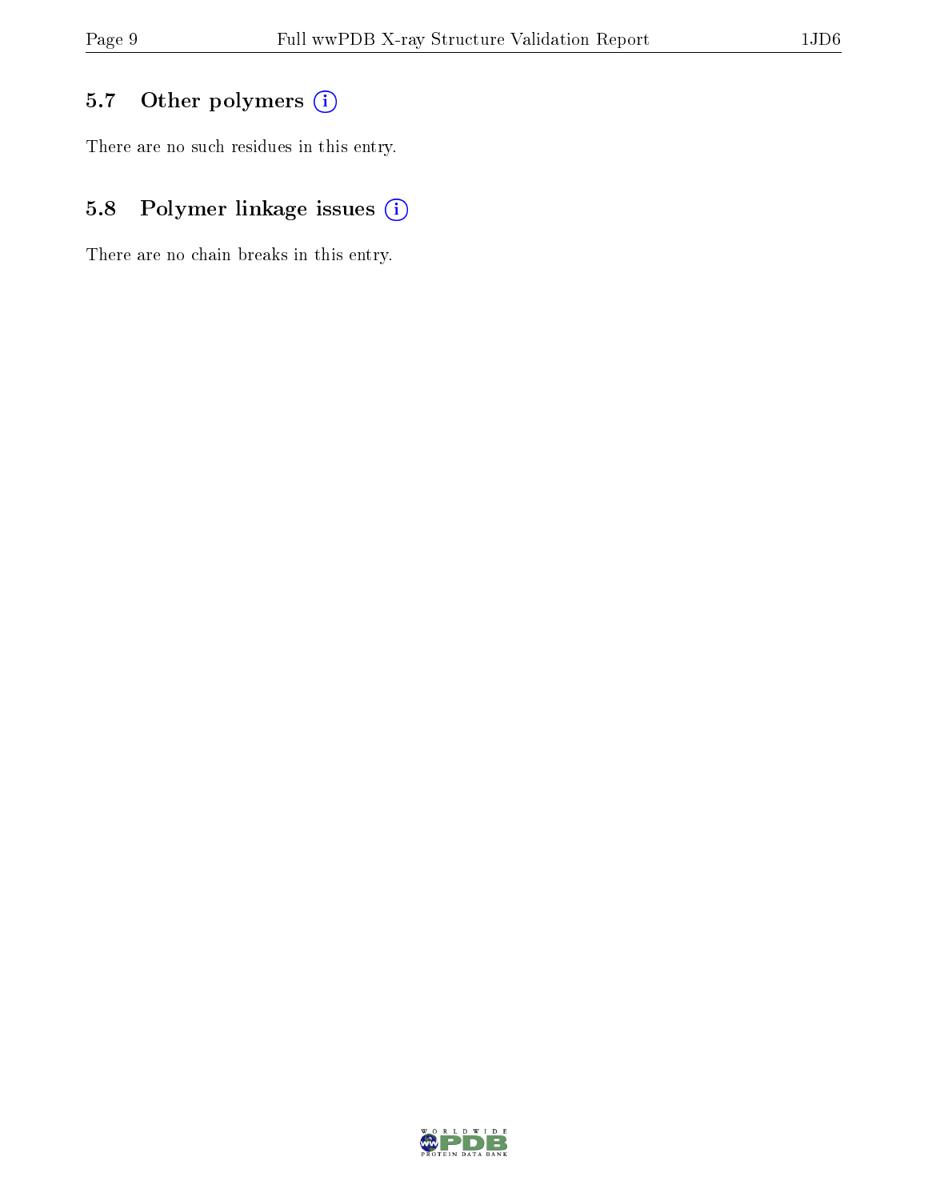## 5.7 Other polymers

There are no such residues in this entry.

## 5.8 Polymer linkage issues

There are no chain breaks in this entry.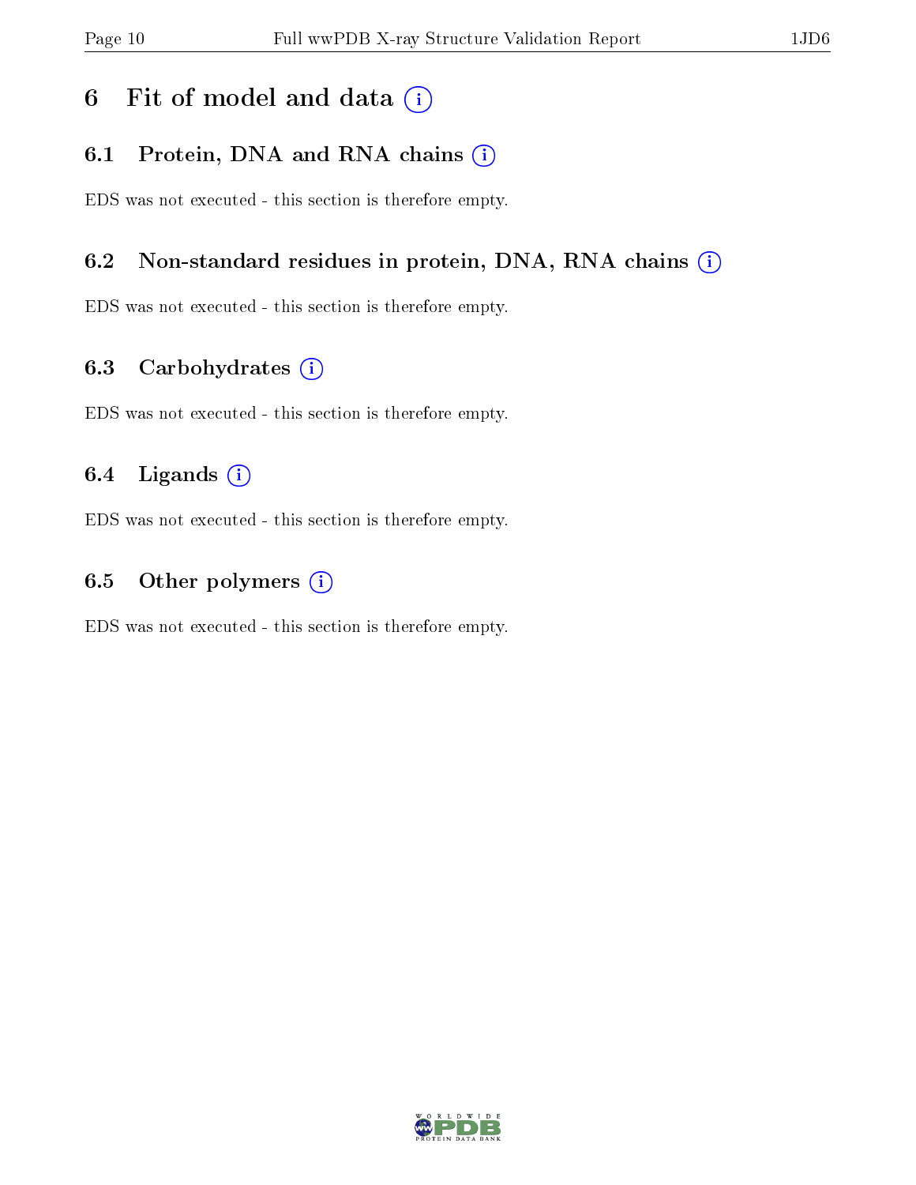# 6 Fit of model and data

## 6.1 Protein, DNA and RNA chains

EDS was not executed - this section is therefore empty.

## 6.2 Non-standard residues in protein, DNA, RNA chains

EDS was not executed - this section is therefore empty.

## 6.3 Carbohydrates

EDS was not executed - this section is therefore empty.

## 6.4 Ligands

EDS was not executed - this section is therefore empty.

## 6.5 Other polymers

EDS was not executed - this section is therefore empty.